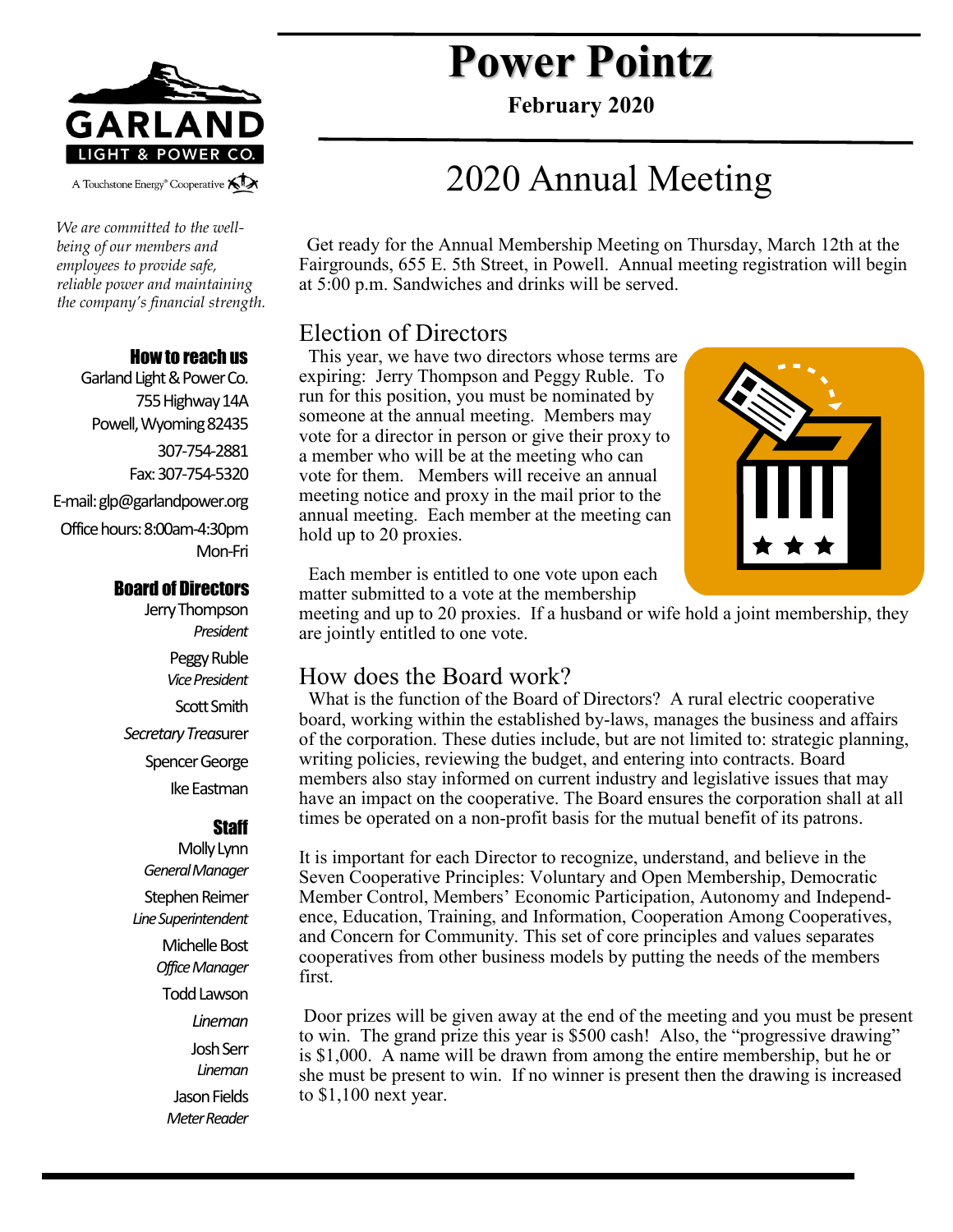GARLAND LIGHT & POWER CO.

A Touchstone Energy® Cooperative

*We are committed to the well-being of our members and employees to provide safe, reliable power and maintaining the company's financial strength.*

**How to reach us**

Garland Light & Power Co.
755 Highway 14A
Powell, Wyoming 82435
307-754-2881
Fax: 307-754-5320
E-mail: glp@garlandpower.org
Office hours: 8:00am-4:30pm Mon-Fri

**Board of Directors**

Jerry Thompson
*President*

Peggy Ruble
*Vice President*

Scott Smith
*Secretary Treasurer*

Spencer George

Ike Eastman

**Staff**

Molly Lynn
*General Manager*

Stephen Reimer
*Line Superintendent*

Michelle Bost
*Office Manager*

Todd Lawson
*Lineman*

Josh Serr
*Lineman*

Jason Fields
*Meter Reader*

# Power Pointz

**February 2020**

# 2020 Annual Meeting

Get ready for the Annual Membership Meeting on Thursday, March 12th at the Fairgrounds, 655 E. 5th Street, in Powell. Annual meeting registration will begin at 5:00 p.m. Sandwiches and drinks will be served.

## Election of Directors

This year, we have two directors whose terms are expiring: Jerry Thompson and Peggy Ruble. To run for this position, you must be nominated by someone at the annual meeting. Members may vote for a director in person or give their proxy to a member who will be at the meeting who can vote for them. Members will receive an annual meeting notice and proxy in the mail prior to the annual meeting. Each member at the meeting can hold up to 20 proxies.

Each member is entitled to one vote upon each matter submitted to a vote at the membership meeting and up to 20 proxies. If a husband or wife hold a joint membership, they are jointly entitled to one vote.

## How does the Board work?

What is the function of the Board of Directors? A rural electric cooperative board, working within the established by-laws, manages the business and affairs of the corporation. These duties include, but are not limited to: strategic planning, writing policies, reviewing the budget, and entering into contracts. Board members also stay informed on current industry and legislative issues that may have an impact on the cooperative. The Board ensures the corporation shall at all times be operated on a non-profit basis for the mutual benefit of its patrons.

It is important for each Director to recognize, understand, and believe in the Seven Cooperative Principles: Voluntary and Open Membership, Democratic Member Control, Members' Economic Participation, Autonomy and Independence, Education, Training, and Information, Cooperation Among Cooperatives, and Concern for Community. This set of core principles and values separates cooperatives from other business models by putting the needs of the members first.

Door prizes will be given away at the end of the meeting and you must be present to win. The grand prize this year is $500 cash! Also, the "progressive drawing" is $1,000. A name will be drawn from among the entire membership, but he or she must be present to win. If no winner is present then the drawing is increased to $1,100 next year.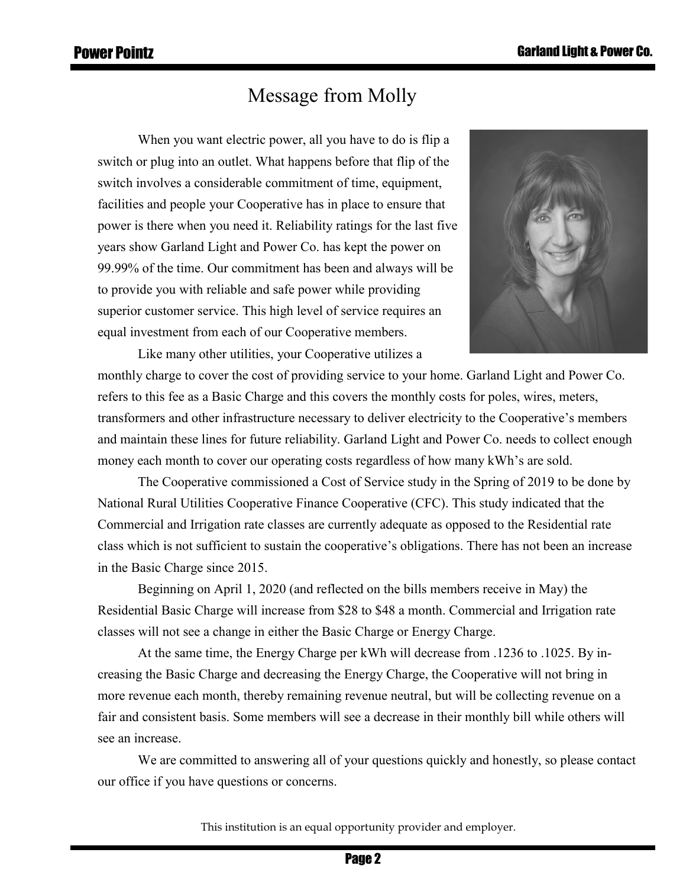# Message from Molly

When you want electric power, all you have to do is flip a switch or plug into an outlet. What happens before that flip of the switch involves a considerable commitment of time, equipment, facilities and people your Cooperative has in place to ensure that power is there when you need it. Reliability ratings for the last five years show Garland Light and Power Co. has kept the power on 99.99% of the time. Our commitment has been and always will be to provide you with reliable and safe power while providing superior customer service. This high level of service requires an equal investment from each of our Cooperative members.

Like many other utilities, your Cooperative utilizes a monthly charge to cover the cost of providing service to your home. Garland Light and Power Co. refers to this fee as a Basic Charge and this covers the monthly costs for poles, wires, meters, transformers and other infrastructure necessary to deliver electricity to the Cooperative's members and maintain these lines for future reliability. Garland Light and Power Co. needs to collect enough money each month to cover our operating costs regardless of how many kWh's are sold.

The Cooperative commissioned a Cost of Service study in the Spring of 2019 to be done by National Rural Utilities Cooperative Finance Cooperative (CFC). This study indicated that the Commercial and Irrigation rate classes are currently adequate as opposed to the Residential rate class which is not sufficient to sustain the cooperative's obligations. There has not been an increase in the Basic Charge since 2015.

Beginning on April 1, 2020 (and reflected on the bills members receive in May) the Residential Basic Charge will increase from $28 to $48 a month. Commercial and Irrigation rate classes will not see a change in either the Basic Charge or Energy Charge.

At the same time, the Energy Charge per kWh will decrease from .1236 to .1025. By increasing the Basic Charge and decreasing the Energy Charge, the Cooperative will not bring in more revenue each month, thereby remaining revenue neutral, but will be collecting revenue on a fair and consistent basis. Some members will see a decrease in their monthly bill while others will see an increase.

We are committed to answering all of your questions quickly and honestly, so please contact our office if you have questions or concerns.

This institution is an equal opportunity provider and employer.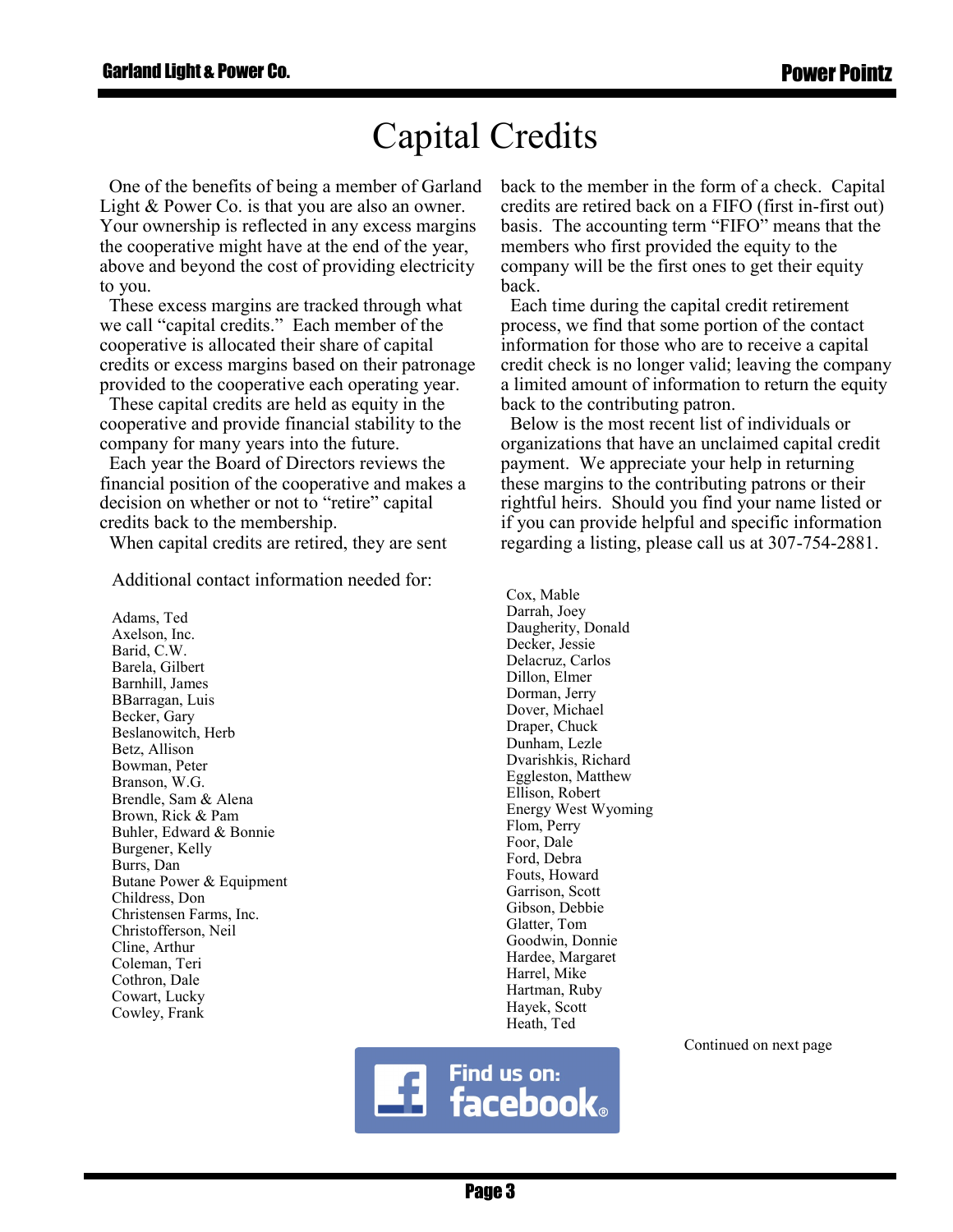# Capital Credits

One of the benefits of being a member of Garland Light & Power Co. is that you are also an owner. Your ownership is reflected in any excess margins the cooperative might have at the end of the year, above and beyond the cost of providing electricity to you.

These excess margins are tracked through what we call "capital credits." Each member of the cooperative is allocated their share of capital credits or excess margins based on their patronage provided to the cooperative each operating year.

These capital credits are held as equity in the cooperative and provide financial stability to the company for many years into the future.

Each year the Board of Directors reviews the financial position of the cooperative and makes a decision on whether or not to "retire" capital credits back to the membership.

When capital credits are retired, they are sent back to the member in the form of a check. Capital credits are retired back on a FIFO (first in-first out) basis. The accounting term "FIFO" means that the members who first provided the equity to the company will be the first ones to get their equity back.

Each time during the capital credit retirement process, we find that some portion of the contact information for those who are to receive a capital credit check is no longer valid; leaving the company a limited amount of information to return the equity back to the contributing patron.

Below is the most recent list of individuals or organizations that have an unclaimed capital credit payment. We appreciate your help in returning these margins to the contributing patrons or their rightful heirs. Should you find your name listed or if you can provide helpful and specific information regarding a listing, please call us at 307-754-2881.

Additional contact information needed for:

Adams, Ted
Axelson, Inc.
Barid, C.W.
Barela, Gilbert
Barnhill, James
BBarragan, Luis
Becker, Gary
Beslanowitch, Herb
Betz, Allison
Bowman, Peter
Branson, W.G.
Brendle, Sam & Alena
Brown, Rick & Pam
Buhler, Edward & Bonnie
Burgener, Kelly
Burrs, Dan
Butane Power & Equipment
Childress, Don
Christensen Farms, Inc.
Christofferson, Neil
Cline, Arthur
Coleman, Teri
Cothron, Dale
Cowart, Lucky
Cowley, Frank
Cox, Mable
Darrah, Joey
Daugherity, Donald
Decker, Jessie
Delacruz, Carlos
Dillon, Elmer
Dorman, Jerry
Dover, Michael
Draper, Chuck
Dunham, Lezle
Dvarishkis, Richard
Eggleston, Matthew
Ellison, Robert
Energy West Wyoming
Flom, Perry
Foor, Dale
Ford, Debra
Fouts, Howard
Garrison, Scott
Gibson, Debbie
Glatter, Tom
Goodwin, Donnie
Hardee, Margaret
Harrel, Mike
Hartman, Ruby
Hayek, Scott
Heath, Ted

Continued on next page

Find us on: facebook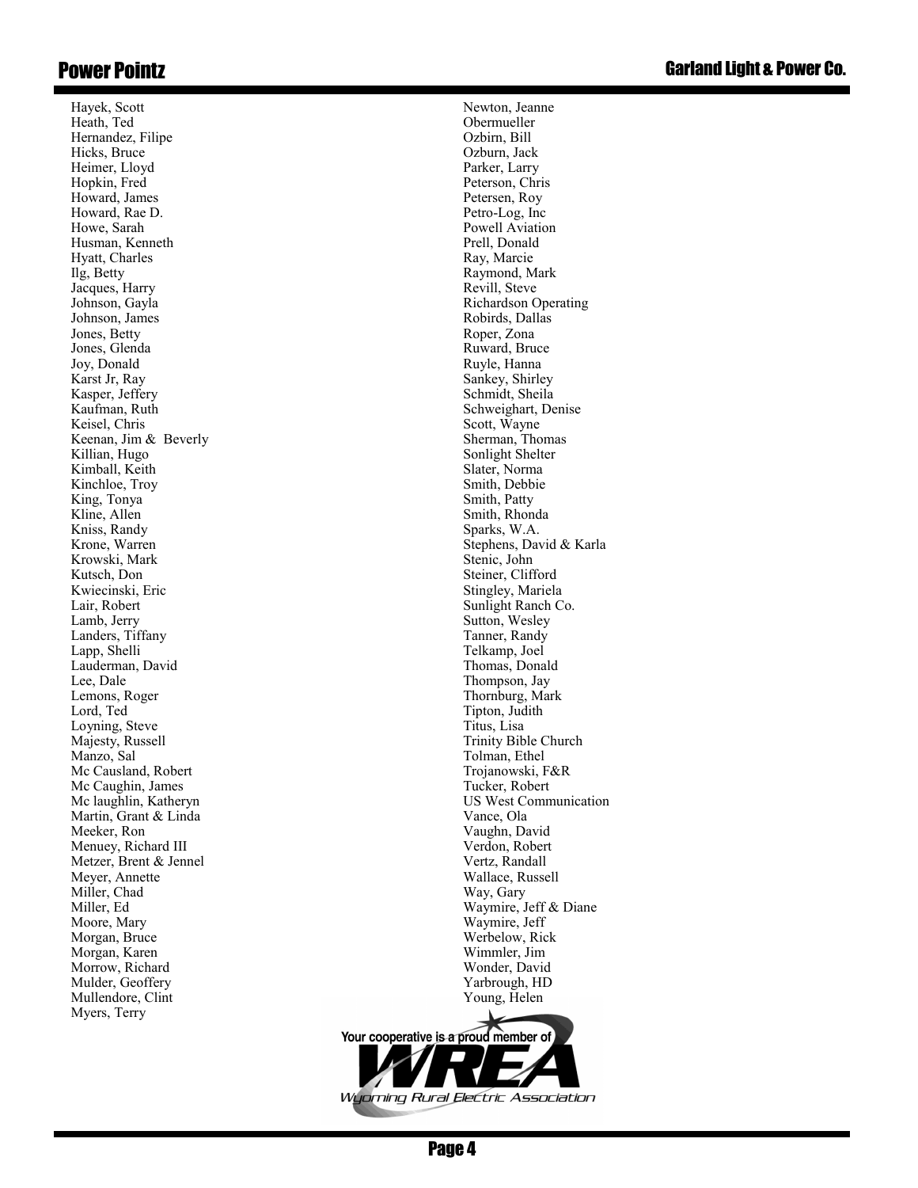Hayek, Scott
Heath, Ted
Hernandez, Filipe
Hicks, Bruce
Heimer, Lloyd
Hopkin, Fred
Howard, James
Howard, Rae D.
Howe, Sarah
Husman, Kenneth
Hyatt, Charles
Ilg, Betty
Jacques, Harry
Johnson, Gayla
Johnson, James
Jones, Betty
Jones, Glenda
Joy, Donald
Karst Jr, Ray
Kasper, Jeffery
Kaufman, Ruth
Keisel, Chris
Keenan, Jim & Beverly
Killian, Hugo
Kimball, Keith
Kinchloe, Troy
King, Tonya
Kline, Allen
Kniss, Randy
Krone, Warren
Krowski, Mark
Kutsch, Don
Kwiecinski, Eric
Lair, Robert
Lamb, Jerry
Landers, Tiffany
Lapp, Shelli
Lauderman, David
Lee, Dale
Lemons, Roger
Lord, Ted
Loyning, Steve
Majesty, Russell
Manzo, Sal
Mc Causland, Robert
Mc Caughin, James
Mc laughlin, Katheryn
Martin, Grant & Linda
Meeker, Ron
Menuey, Richard III
Metzer, Brent & Jennel
Meyer, Annette
Miller, Chad
Miller, Ed
Moore, Mary
Morgan, Bruce
Morgan, Karen
Morrow, Richard
Mulder, Geoffery
Mullendore, Clint
Myers, Terry
Newton, Jeanne
Obermueller
Ozbirn, Bill
Ozburn, Jack
Parker, Larry
Peterson, Chris
Petersen, Roy
Petro-Log, Inc
Powell Aviation
Prell, Donald
Ray, Marcie
Raymond, Mark
Revill, Steve
Richardson Operating
Robirds, Dallas
Roper, Zona
Ruward, Bruce
Ruyle, Hanna
Sankey, Shirley
Schmidt, Sheila
Schweighart, Denise
Scott, Wayne
Sherman, Thomas
Sonlight Shelter
Slater, Norma
Smith, Debbie
Smith, Patty
Smith, Rhonda
Sparks, W.A.
Stephens, David & Karla
Stenic, John
Steiner, Clifford
Stingley, Mariela
Sunlight Ranch Co.
Sutton, Wesley
Tanner, Randy
Telkamp, Joel
Thomas, Donald
Thompson, Jay
Thornburg, Mark
Tipton, Judith
Titus, Lisa
Trinity Bible Church
Tolman, Ethel
Trojanowski, F&R
Tucker, Robert
US West Communication
Vance, Ola
Vaughn, David
Verdon, Robert
Vertz, Randall
Wallace, Russell
Way, Gary
Waymire, Jeff & Diane
Waymire, Jeff
Werbelow, Rick
Wimmler, Jim
Wonder, David
Yarbrough, HD
Young, Helen

Your cooperative is a proud member of WREA Wyoming Rural Electric Association